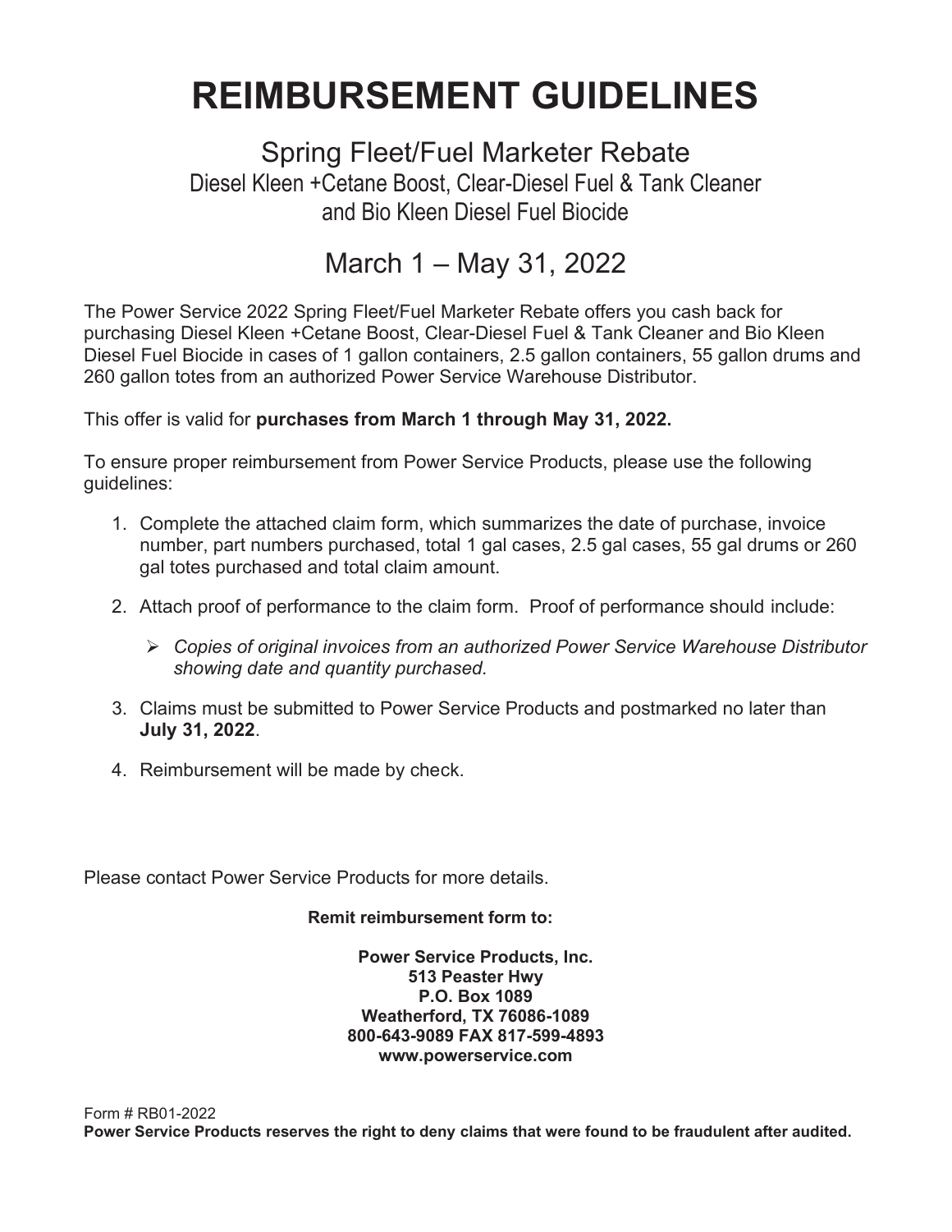# REIMBURSEMENT GUIDELINES

## Spring Fleet/Fuel Marketer Rebate

### Diesel Kleen +Cetane Boost, Clear-Diesel Fuel & Tank Cleaner and Bio Kleen Diesel Fuel Biocide

## March 1 – May 31, 2022

The Power Service 2022 Spring Fleet/Fuel Marketer Rebate offers you cash back for purchasing Diesel Kleen +Cetane Boost, Clear-Diesel Fuel & Tank Cleaner and Bio Kleen Diesel Fuel Biocide in cases of 1 gallon containers, 2.5 gallon containers, 55 gallon drums and 260 gallon totes from an authorized Power Service Warehouse Distributor.

This offer is valid for **purchases from March 1 through May 31, 2022.**

To ensure proper reimbursement from Power Service Products, please use the following guidelines:

1. Complete the attached claim form, which summarizes the date of purchase, invoice number, part numbers purchased, total 1 gal cases, 2.5 gal cases, 55 gal drums or 260 gal totes purchased and total claim amount.
2. Attach proof of performance to the claim form. Proof of performance should include:
   - *Copies of original invoices from an authorized Power Service Warehouse Distributor showing date and quantity purchased.*
3. Claims must be submitted to Power Service Products and postmarked no later than **July 31, 2022**.
4. Reimbursement will be made by check.

Please contact Power Service Products for more details.

**Remit reimbursement form to:**

**Power Service Products, Inc.**
**513 Peaster Hwy**
**P.O. Box 1089**
**Weatherford, TX 76086-1089**
**800-643-9089 FAX 817-599-4893**
**www.powerservice.com**

Form # RB01-2022

**Power Service Products reserves the right to deny claims that were found to be fraudulent after audited.**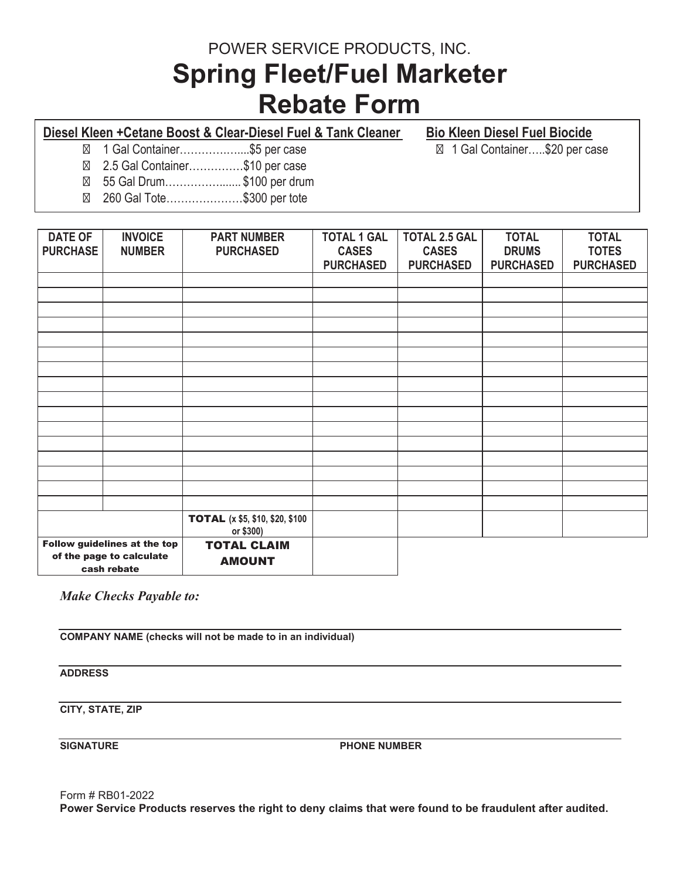POWER SERVICE PRODUCTS, INC.

# Spring Fleet/Fuel Marketer Rebate Form

**Diesel Kleen +Cetane Boost & Clear-Diesel Fuel & Tank Cleaner**

- 1 Gal Container……………....$5 per case
- 2.5 Gal Container……………$10 per case
- 55 Gal Drum……………...... $100 per drum
- 260 Gal Tote…………………$300 per tote

**Bio Kleen Diesel Fuel Biocide**

- 1 Gal Container…..$20 per case

| DATE OF PURCHASE | INVOICE NUMBER | PART NUMBER PURCHASED | TOTAL 1 GAL CASES PURCHASED | TOTAL 2.5 GAL CASES PURCHASED | TOTAL DRUMS PURCHASED | TOTAL TOTES PURCHASED |
|---|---|---|---|---|---|---|
| | | | | | | |
| | | | | | | |
| | | | | | | |
| | | | | | | |
| | | | | | | |
| | | | | | | |
| | | | | | | |
| | | | | | | |
| | | | | | | |
| | | | | | | |
| | | | | | | |
| | | | | | | |
| | | | | | | |
| | | | | | | |
| | | | | | | |
| | | | | | | |
| | | **TOTAL** (x $5, $10, $20, $100 or $300) | | | | |
| Follow guidelines at the top of the page to calculate cash rebate | | **TOTAL CLAIM AMOUNT** | | | | |

*Make Checks Payable to:*

**COMPANY NAME (checks will not be made to in an individual)**

**ADDRESS**

**CITY, STATE, ZIP**

**SIGNATURE** **PHONE NUMBER**

Form # RB01-2022

**Power Service Products reserves the right to deny claims that were found to be fraudulent after audited.**